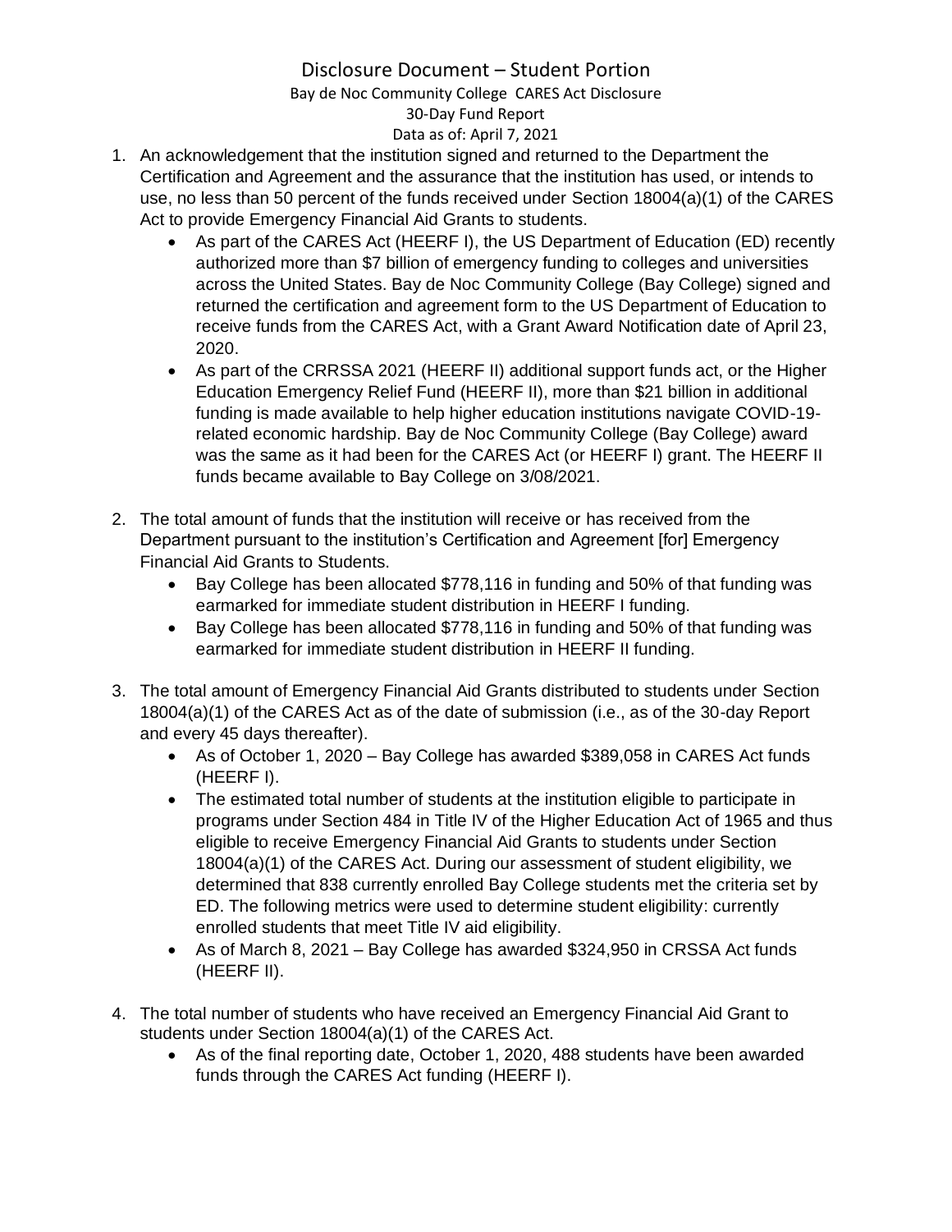# Disclosure Document – Student Portion

Bay de Noc Community College CARES Act Disclosure

30-Day Fund Report

Data as of: April 7, 2021

1. An acknowledgement that the institution signed and returned to the Department the Certification and Agreement and the assurance that the institution has used, or intends to use, no less than 50 percent of the funds received under Section 18004(a)(1) of the CARES Act to provide Emergency Financial Aid Grants to students.
    - As part of the CARES Act (HEERF I), the US Department of Education (ED) recently authorized more than $7 billion of emergency funding to colleges and universities across the United States. Bay de Noc Community College (Bay College) signed and returned the certification and agreement form to the US Department of Education to receive funds from the CARES Act, with a Grant Award Notification date of April 23, 2020.
    - As part of the CRRSSA 2021 (HEERF II) additional support funds act, or the Higher Education Emergency Relief Fund (HEERF II), more than $21 billion in additional funding is made available to help higher education institutions navigate COVID-19-related economic hardship. Bay de Noc Community College (Bay College) award was the same as it had been for the CARES Act (or HEERF I) grant. The HEERF II funds became available to Bay College on 3/08/2021.

2. The total amount of funds that the institution will receive or has received from the Department pursuant to the institution's Certification and Agreement [for] Emergency Financial Aid Grants to Students.
    - Bay College has been allocated $778,116 in funding and 50% of that funding was earmarked for immediate student distribution in HEERF I funding.
    - Bay College has been allocated $778,116 in funding and 50% of that funding was earmarked for immediate student distribution in HEERF II funding.

3. The total amount of Emergency Financial Aid Grants distributed to students under Section 18004(a)(1) of the CARES Act as of the date of submission (i.e., as of the 30-day Report and every 45 days thereafter).
    - As of October 1, 2020 – Bay College has awarded $389,058 in CARES Act funds (HEERF I).
    - The estimated total number of students at the institution eligible to participate in programs under Section 484 in Title IV of the Higher Education Act of 1965 and thus eligible to receive Emergency Financial Aid Grants to students under Section 18004(a)(1) of the CARES Act. During our assessment of student eligibility, we determined that 838 currently enrolled Bay College students met the criteria set by ED. The following metrics were used to determine student eligibility: currently enrolled students that meet Title IV aid eligibility.
    - As of March 8, 2021 – Bay College has awarded $324,950 in CRSSA Act funds (HEERF II).

4. The total number of students who have received an Emergency Financial Aid Grant to students under Section 18004(a)(1) of the CARES Act.
    - As of the final reporting date, October 1, 2020, 488 students have been awarded funds through the CARES Act funding (HEERF I).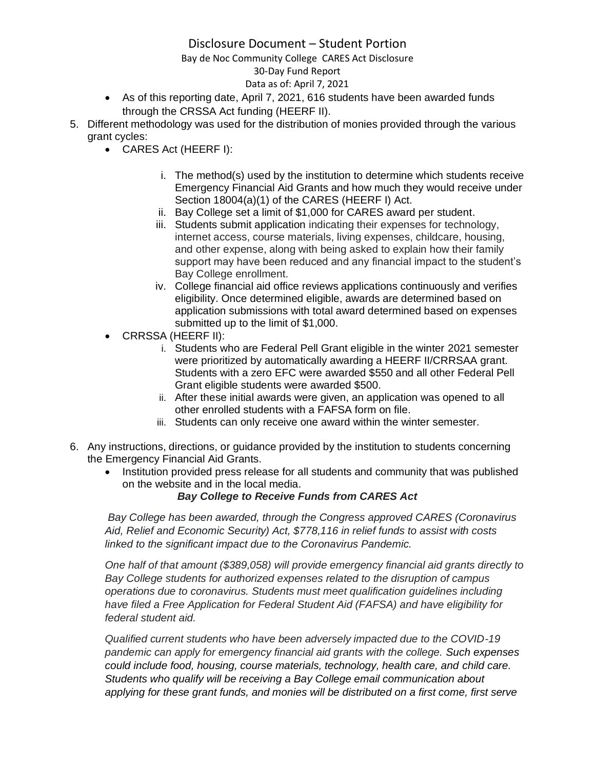Disclosure Document – Student Portion

Bay de Noc Community College CARES Act Disclosure

30-Day Fund Report

Data as of: April 7, 2021

- As of this reporting date, April 7, 2021, 616 students have been awarded funds through the CRSSA Act funding (HEERF II).

5. Different methodology was used for the distribution of monies provided through the various grant cycles:
   - CARES Act (HEERF I):
     - i. The method(s) used by the institution to determine which students receive Emergency Financial Aid Grants and how much they would receive under Section 18004(a)(1) of the CARES (HEERF I) Act.
     - ii. Bay College set a limit of $1,000 for CARES award per student.
     - iii. Students submit application indicating their expenses for technology, internet access, course materials, living expenses, childcare, housing, and other expense, along with being asked to explain how their family support may have been reduced and any financial impact to the student's Bay College enrollment.
     - iv. College financial aid office reviews applications continuously and verifies eligibility. Once determined eligible, awards are determined based on application submissions with total award determined based on expenses submitted up to the limit of $1,000.
   - CRRSSA (HEERF II):
     - i. Students who are Federal Pell Grant eligible in the winter 2021 semester were prioritized by automatically awarding a HEERF II/CRRSAA grant. Students with a zero EFC were awarded $550 and all other Federal Pell Grant eligible students were awarded $500.
     - ii. After these initial awards were given, an application was opened to all other enrolled students with a FAFSA form on file.
     - iii. Students can only receive one award within the winter semester.

6. Any instructions, directions, or guidance provided by the institution to students concerning the Emergency Financial Aid Grants.
   - Institution provided press release for all students and community that was published on the website and in the local media.

***Bay College to Receive Funds from CARES Act***

*Bay College has been awarded, through the Congress approved CARES (Coronavirus Aid, Relief and Economic Security) Act, $778,116 in relief funds to assist with costs linked to the significant impact due to the Coronavirus Pandemic.*

*One half of that amount ($389,058) will provide emergency financial aid grants directly to Bay College students for authorized expenses related to the disruption of campus operations due to coronavirus. Students must meet qualification guidelines including have filed a Free Application for Federal Student Aid (FAFSA) and have eligibility for federal student aid.*

*Qualified current students who have been adversely impacted due to the COVID-19 pandemic can apply for emergency financial aid grants with the college. Such expenses could include food, housing, course materials, technology, health care, and child care. Students who qualify will be receiving a Bay College email communication about applying for these grant funds, and monies will be distributed on a first come, first serve*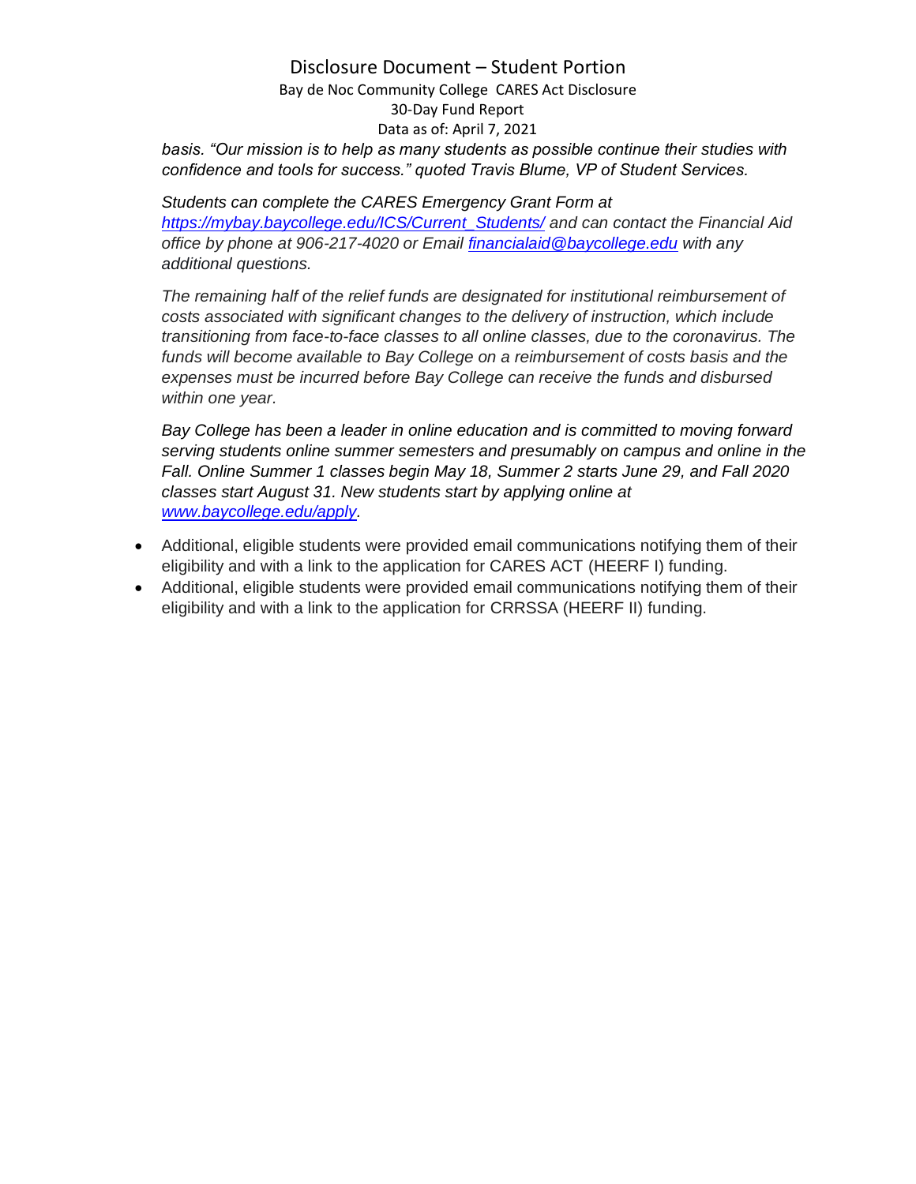*basis. "Our mission is to help as many students as possible continue their studies with confidence and tools for success." quoted Travis Blume, VP of Student Services.*

*Students can complete the CARES Emergency Grant Form at https://mybay.baycollege.edu/ICS/Current_Students/ and can contact the Financial Aid office by phone at 906-217-4020 or Email financialaid@baycollege.edu with any additional questions.*

*The remaining half of the relief funds are designated for institutional reimbursement of costs associated with significant changes to the delivery of instruction, which include transitioning from face-to-face classes to all online classes, due to the coronavirus. The funds will become available to Bay College on a reimbursement of costs basis and the expenses must be incurred before Bay College can receive the funds and disbursed within one year.*

*Bay College has been a leader in online education and is committed to moving forward serving students online summer semesters and presumably on campus and online in the Fall. Online Summer 1 classes begin May 18, Summer 2 starts June 29, and Fall 2020 classes start August 31. New students start by applying online at www.baycollege.edu/apply.*

- Additional, eligible students were provided email communications notifying them of their eligibility and with a link to the application for CARES ACT (HEERF I) funding.
- Additional, eligible students were provided email communications notifying them of their eligibility and with a link to the application for CRRSSA (HEERF II) funding.